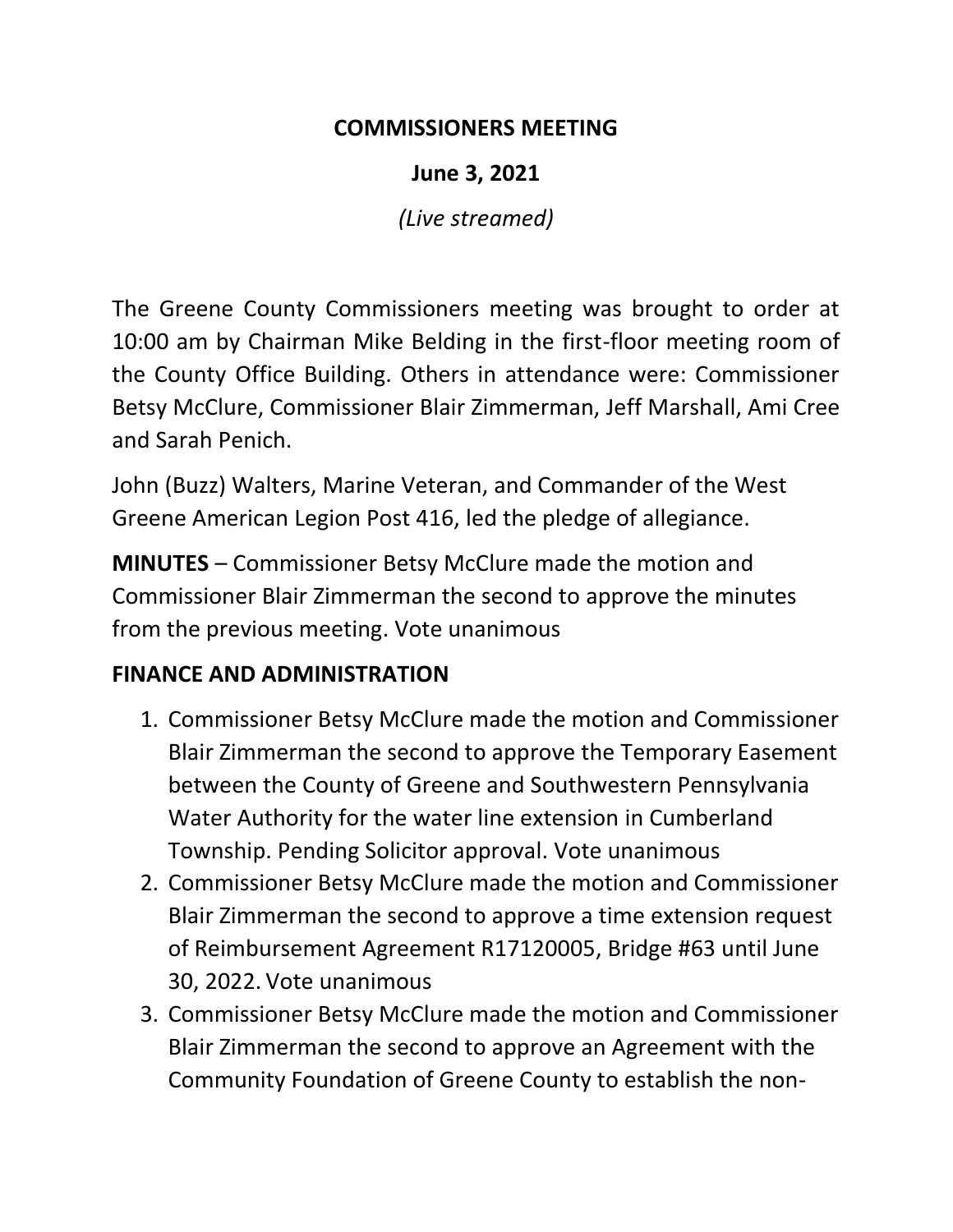# COMMISSIONERS MEETING

## June 3, 2021

*(Live streamed)*

The Greene County Commissioners meeting was brought to order at 10:00 am by Chairman Mike Belding in the first-floor meeting room of the County Office Building. Others in attendance were: Commissioner Betsy McClure, Commissioner Blair Zimmerman, Jeff Marshall, Ami Cree and Sarah Penich.

John (Buzz) Walters, Marine Veteran, and Commander of the West Greene American Legion Post 416, led the pledge of allegiance.

**MINUTES** – Commissioner Betsy McClure made the motion and Commissioner Blair Zimmerman the second to approve the minutes from the previous meeting. Vote unanimous

**FINANCE AND ADMINISTRATION**

1. Commissioner Betsy McClure made the motion and Commissioner Blair Zimmerman the second to approve the Temporary Easement between the County of Greene and Southwestern Pennsylvania Water Authority for the water line extension in Cumberland Township. Pending Solicitor approval. Vote unanimous
2. Commissioner Betsy McClure made the motion and Commissioner Blair Zimmerman the second to approve a time extension request of Reimbursement Agreement R17120005, Bridge #63 until June 30, 2022. Vote unanimous
3. Commissioner Betsy McClure made the motion and Commissioner Blair Zimmerman the second to approve an Agreement with the Community Foundation of Greene County to establish the non-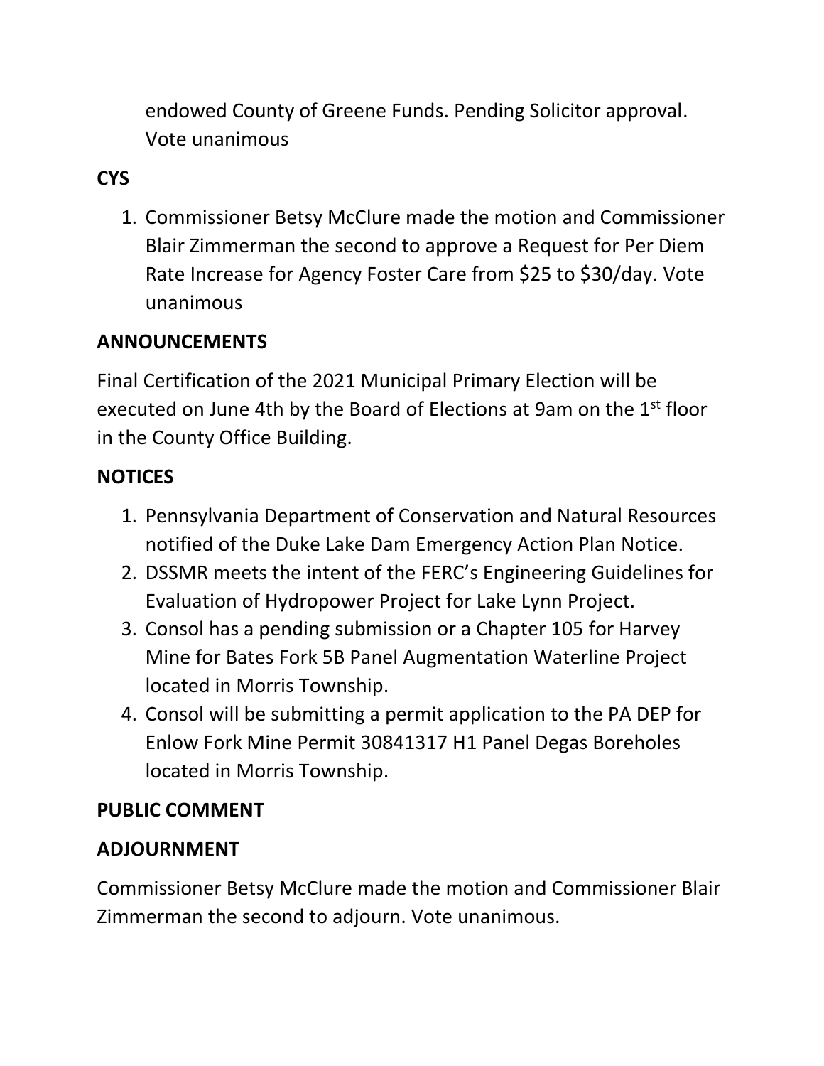endowed County of Greene Funds. Pending Solicitor approval. Vote unanimous

**CYS**

1. Commissioner Betsy McClure made the motion and Commissioner Blair Zimmerman the second to approve a Request for Per Diem Rate Increase for Agency Foster Care from $25 to $30/day. Vote unanimous

**ANNOUNCEMENTS**

Final Certification of the 2021 Municipal Primary Election will be executed on June 4th by the Board of Elections at 9am on the 1st floor in the County Office Building.

**NOTICES**

1. Pennsylvania Department of Conservation and Natural Resources notified of the Duke Lake Dam Emergency Action Plan Notice.
2. DSSMR meets the intent of the FERC's Engineering Guidelines for Evaluation of Hydropower Project for Lake Lynn Project.
3. Consol has a pending submission or a Chapter 105 for Harvey Mine for Bates Fork 5B Panel Augmentation Waterline Project located in Morris Township.
4. Consol will be submitting a permit application to the PA DEP for Enlow Fork Mine Permit 30841317 H1 Panel Degas Boreholes located in Morris Township.

**PUBLIC COMMENT**

**ADJOURNMENT**

Commissioner Betsy McClure made the motion and Commissioner Blair Zimmerman the second to adjourn. Vote unanimous.